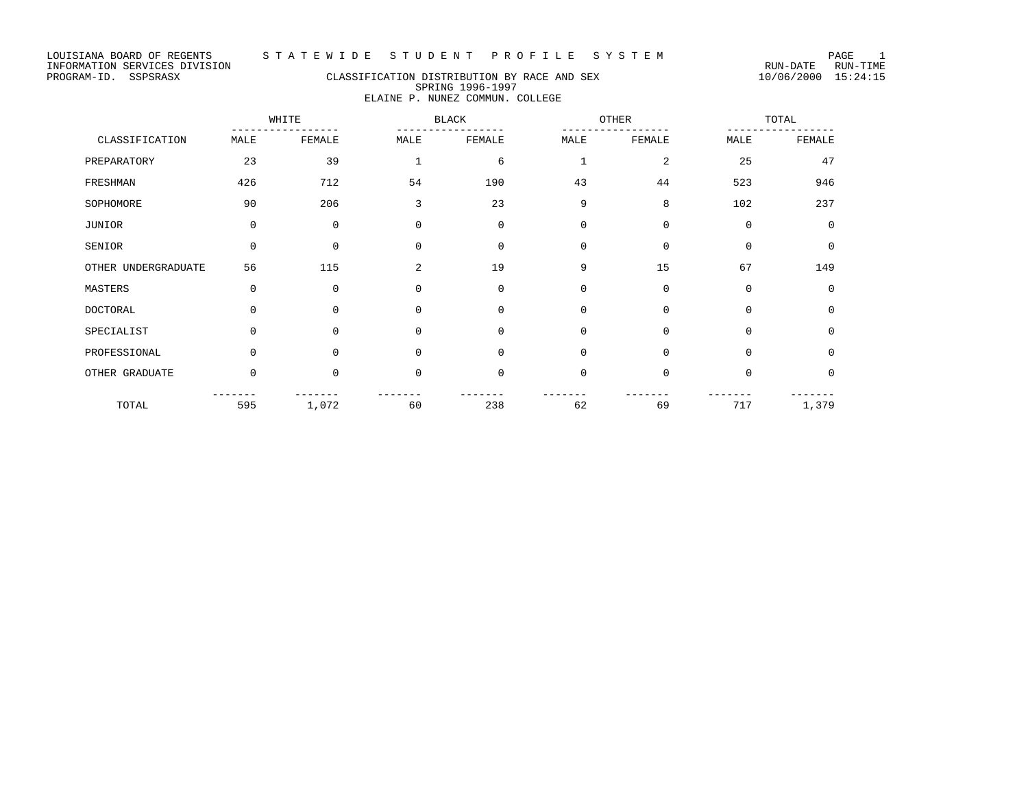LOUISIANA BOARD OF REGENTS — STATEWIDE STUDENT PROFILE SYSTEM

INFORMATION SERVICES DIVISION

PROGRAM-ID. SSPSRASX

RUN-DATE 10/06/2000 RUN-TIME 15:24:15

# CLASSIFICATION DISTRIBUTION BY RACE AND SEX

## SPRING 1996-1997

## ELAINE P. NUNEZ COMMUN. COLLEGE

| | WHITE | | BLACK | | OTHER | | TOTAL | |
|---|---|---|---|---|---|---|---|---|
| CLASSIFICATION | MALE | FEMALE | MALE | FEMALE | MALE | FEMALE | MALE | FEMALE |
| PREPARATORY | 23 | 39 | 1 | 6 | 1 | 2 | 25 | 47 |
| FRESHMAN | 426 | 712 | 54 | 190 | 43 | 44 | 523 | 946 |
| SOPHOMORE | 90 | 206 | 3 | 23 | 9 | 8 | 102 | 237 |
| JUNIOR | 0 | 0 | 0 | 0 | 0 | 0 | 0 | 0 |
| SENIOR | 0 | 0 | 0 | 0 | 0 | 0 | 0 | 0 |
| OTHER UNDERGRADUATE | 56 | 115 | 2 | 19 | 9 | 15 | 67 | 149 |
| MASTERS | 0 | 0 | 0 | 0 | 0 | 0 | 0 | 0 |
| DOCTORAL | 0 | 0 | 0 | 0 | 0 | 0 | 0 | 0 |
| SPECIALIST | 0 | 0 | 0 | 0 | 0 | 0 | 0 | 0 |
| PROFESSIONAL | 0 | 0 | 0 | 0 | 0 | 0 | 0 | 0 |
| OTHER GRADUATE | 0 | 0 | 0 | 0 | 0 | 0 | 0 | 0 |
| TOTAL | 595 | 1,072 | 60 | 238 | 62 | 69 | 717 | 1,379 |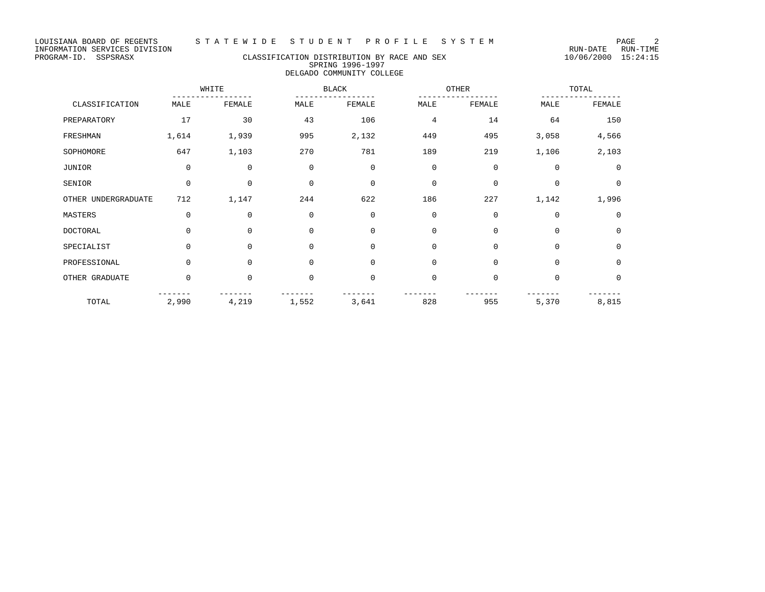LOUISIANA BOARD OF REGENTS
INFORMATION SERVICES DIVISION
PROGRAM-ID. SSPSRASX

# STATEWIDE STUDENT PROFILE SYSTEM

## CLASSIFICATION DISTRIBUTION BY RACE AND SEX
### SPRING 1996-1997
### DELGADO COMMUNITY COLLEGE

RUN-DATE RUN-TIME
10/06/2000 15:24:15

| CLASSIFICATION | WHITE | | BLACK | | OTHER | | TOTAL | |
|---|---|---|---|---|---|---|---|---|
| | MALE | FEMALE | MALE | FEMALE | MALE | FEMALE | MALE | FEMALE |
| PREPARATORY | 17 | 30 | 43 | 106 | 4 | 14 | 64 | 150 |
| FRESHMAN | 1,614 | 1,939 | 995 | 2,132 | 449 | 495 | 3,058 | 4,566 |
| SOPHOMORE | 647 | 1,103 | 270 | 781 | 189 | 219 | 1,106 | 2,103 |
| JUNIOR | 0 | 0 | 0 | 0 | 0 | 0 | 0 | 0 |
| SENIOR | 0 | 0 | 0 | 0 | 0 | 0 | 0 | 0 |
| OTHER UNDERGRADUATE | 712 | 1,147 | 244 | 622 | 186 | 227 | 1,142 | 1,996 |
| MASTERS | 0 | 0 | 0 | 0 | 0 | 0 | 0 | 0 |
| DOCTORAL | 0 | 0 | 0 | 0 | 0 | 0 | 0 | 0 |
| SPECIALIST | 0 | 0 | 0 | 0 | 0 | 0 | 0 | 0 |
| PROFESSIONAL | 0 | 0 | 0 | 0 | 0 | 0 | 0 | 0 |
| OTHER GRADUATE | 0 | 0 | 0 | 0 | 0 | 0 | 0 | 0 |
| TOTAL | 2,990 | 4,219 | 1,552 | 3,641 | 828 | 955 | 5,370 | 8,815 |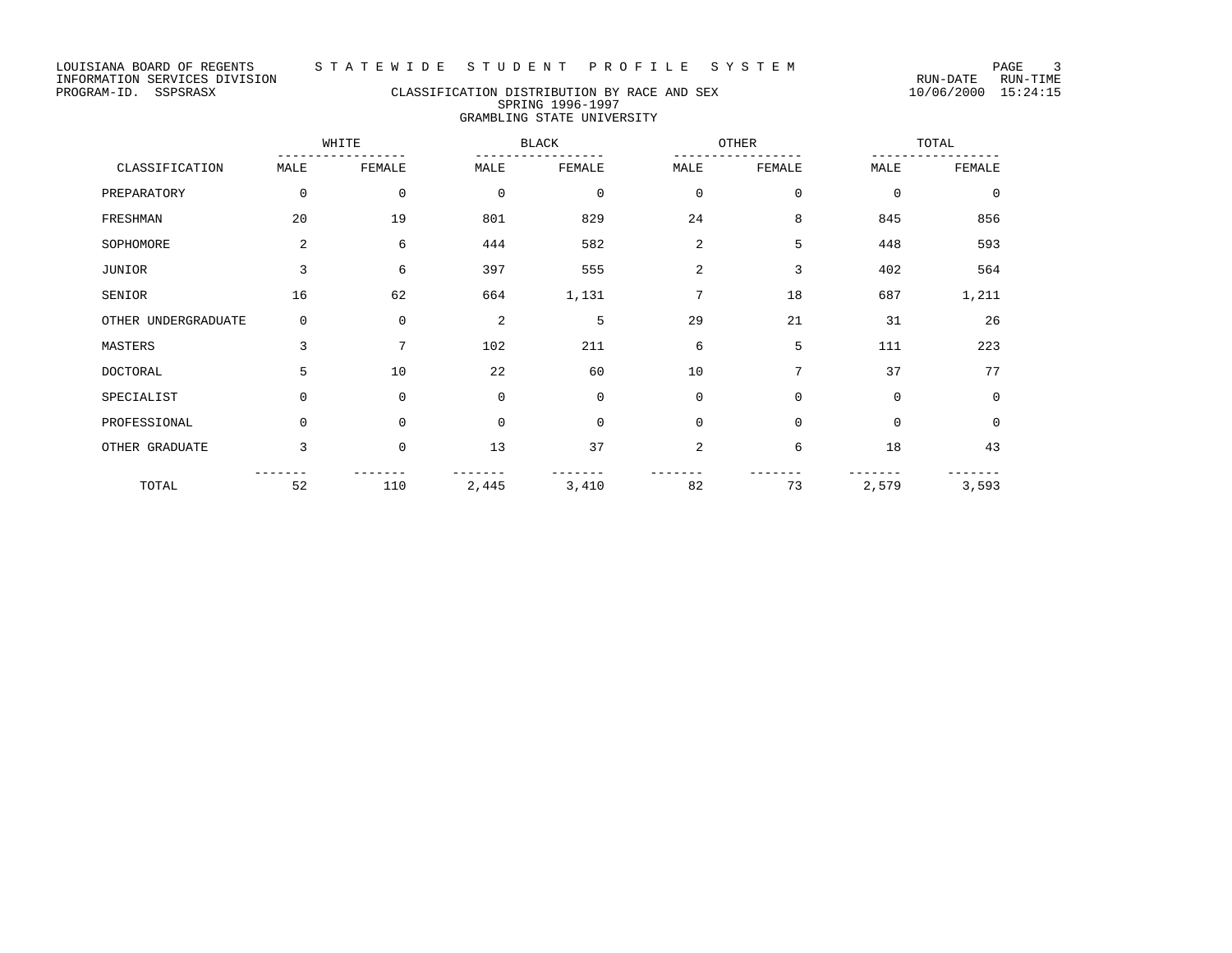LOUISIANA BOARD OF REGENTS — STATEWIDE STUDENT PROFILE SYSTEM
INFORMATION SERVICES DIVISION — RUN-DATE 10/06/2000 RUN-TIME 15:24:15
PROGRAM-ID. SSPSRASX

## CLASSIFICATION DISTRIBUTION BY RACE AND SEX
### SPRING 1996-1997
### GRAMBLING STATE UNIVERSITY

| | WHITE | | BLACK | | OTHER | | TOTAL | |
|---|---|---|---|---|---|---|---|---|
| CLASSIFICATION | MALE | FEMALE | MALE | FEMALE | MALE | FEMALE | MALE | FEMALE |
| PREPARATORY | 0 | 0 | 0 | 0 | 0 | 0 | 0 | 0 |
| FRESHMAN | 20 | 19 | 801 | 829 | 24 | 8 | 845 | 856 |
| SOPHOMORE | 2 | 6 | 444 | 582 | 2 | 5 | 448 | 593 |
| JUNIOR | 3 | 6 | 397 | 555 | 2 | 3 | 402 | 564 |
| SENIOR | 16 | 62 | 664 | 1,131 | 7 | 18 | 687 | 1,211 |
| OTHER UNDERGRADUATE | 0 | 0 | 2 | 5 | 29 | 21 | 31 | 26 |
| MASTERS | 3 | 7 | 102 | 211 | 6 | 5 | 111 | 223 |
| DOCTORAL | 5 | 10 | 22 | 60 | 10 | 7 | 37 | 77 |
| SPECIALIST | 0 | 0 | 0 | 0 | 0 | 0 | 0 | 0 |
| PROFESSIONAL | 0 | 0 | 0 | 0 | 0 | 0 | 0 | 0 |
| OTHER GRADUATE | 3 | 0 | 13 | 37 | 2 | 6 | 18 | 43 |
| TOTAL | 52 | 110 | 2,445 | 3,410 | 82 | 73 | 2,579 | 3,593 |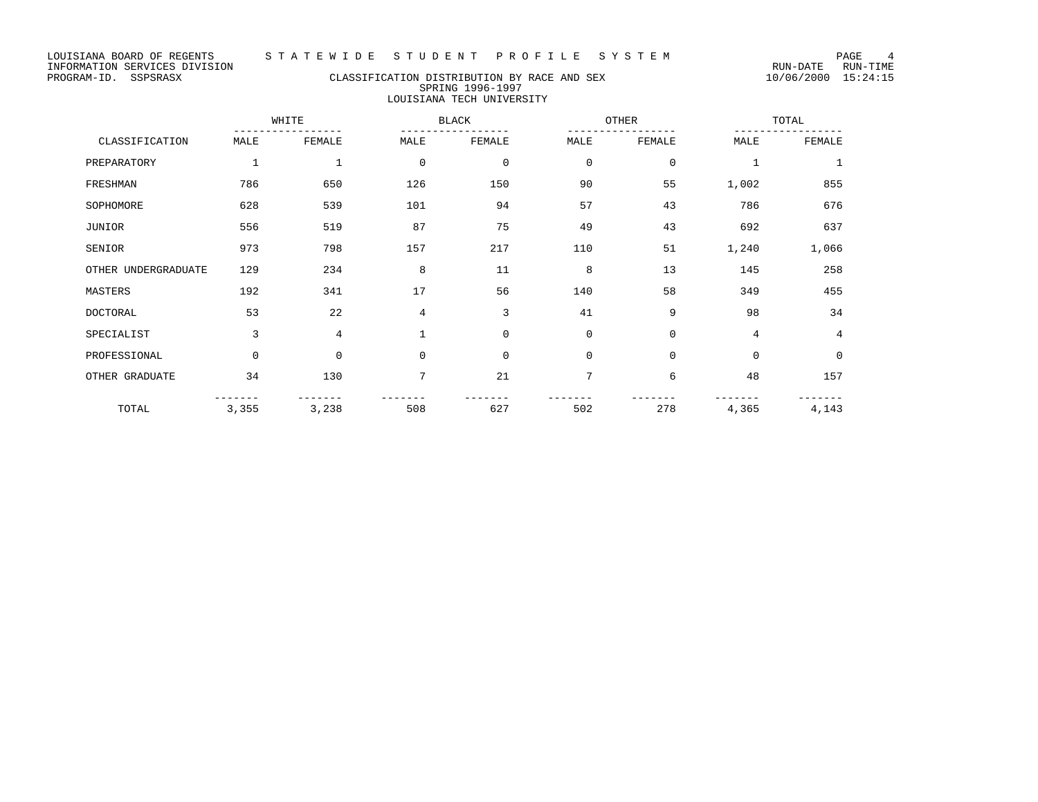LOUISIANA BOARD OF REGENTS — STATEWIDE STUDENT PROFILE SYSTEM
INFORMATION SERVICES DIVISION
PROGRAM-ID. SSPSRASX

RUN-DATE 10/06/2000 RUN-TIME 15:24:15

## CLASSIFICATION DISTRIBUTION BY RACE AND SEX
### SPRING 1996-1997
### LOUISIANA TECH UNIVERSITY

| | WHITE | | BLACK | | OTHER | | TOTAL | |
|---|---|---|---|---|---|---|---|---|
| CLASSIFICATION | MALE | FEMALE | MALE | FEMALE | MALE | FEMALE | MALE | FEMALE |
| PREPARATORY | 1 | 1 | 0 | 0 | 0 | 0 | 1 | 1 |
| FRESHMAN | 786 | 650 | 126 | 150 | 90 | 55 | 1,002 | 855 |
| SOPHOMORE | 628 | 539 | 101 | 94 | 57 | 43 | 786 | 676 |
| JUNIOR | 556 | 519 | 87 | 75 | 49 | 43 | 692 | 637 |
| SENIOR | 973 | 798 | 157 | 217 | 110 | 51 | 1,240 | 1,066 |
| OTHER UNDERGRADUATE | 129 | 234 | 8 | 11 | 8 | 13 | 145 | 258 |
| MASTERS | 192 | 341 | 17 | 56 | 140 | 58 | 349 | 455 |
| DOCTORAL | 53 | 22 | 4 | 3 | 41 | 9 | 98 | 34 |
| SPECIALIST | 3 | 4 | 1 | 0 | 0 | 0 | 4 | 4 |
| PROFESSIONAL | 0 | 0 | 0 | 0 | 0 | 0 | 0 | 0 |
| OTHER GRADUATE | 34 | 130 | 7 | 21 | 7 | 6 | 48 | 157 |
| TOTAL | 3,355 | 3,238 | 508 | 627 | 502 | 278 | 4,365 | 4,143 |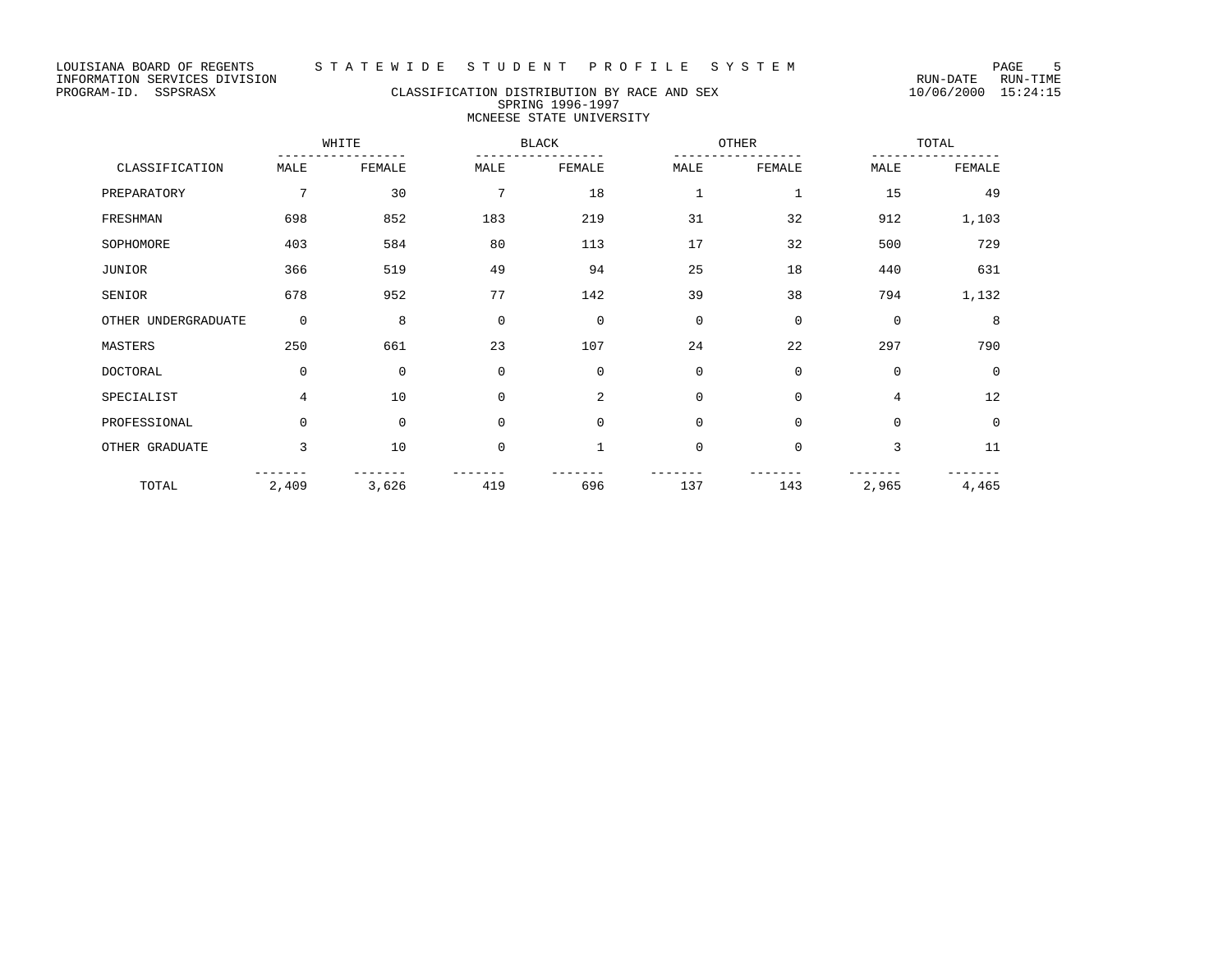LOUISIANA BOARD OF REGENTS — STATEWIDE STUDENT PROFILE SYSTEM
INFORMATION SERVICES DIVISION — RUN-DATE 10/06/2000 RUN-TIME 15:24:15
PROGRAM-ID. SSPSRASX

# CLASSIFICATION DISTRIBUTION BY RACE AND SEX
## SPRING 1996-1997
## MCNEESE STATE UNIVERSITY

| CLASSIFICATION | WHITE | | BLACK | | OTHER | | TOTAL | |
|---|---|---|---|---|---|---|---|---|
| | MALE | FEMALE | MALE | FEMALE | MALE | FEMALE | MALE | FEMALE |
| PREPARATORY | 7 | 30 | 7 | 18 | 1 | 1 | 15 | 49 |
| FRESHMAN | 698 | 852 | 183 | 219 | 31 | 32 | 912 | 1,103 |
| SOPHOMORE | 403 | 584 | 80 | 113 | 17 | 32 | 500 | 729 |
| JUNIOR | 366 | 519 | 49 | 94 | 25 | 18 | 440 | 631 |
| SENIOR | 678 | 952 | 77 | 142 | 39 | 38 | 794 | 1,132 |
| OTHER UNDERGRADUATE | 0 | 8 | 0 | 0 | 0 | 0 | 0 | 8 |
| MASTERS | 250 | 661 | 23 | 107 | 24 | 22 | 297 | 790 |
| DOCTORAL | 0 | 0 | 0 | 0 | 0 | 0 | 0 | 0 |
| SPECIALIST | 4 | 10 | 0 | 2 | 0 | 0 | 4 | 12 |
| PROFESSIONAL | 0 | 0 | 0 | 0 | 0 | 0 | 0 | 0 |
| OTHER GRADUATE | 3 | 10 | 0 | 1 | 0 | 0 | 3 | 11 |
| TOTAL | 2,409 | 3,626 | 419 | 696 | 137 | 143 | 2,965 | 4,465 |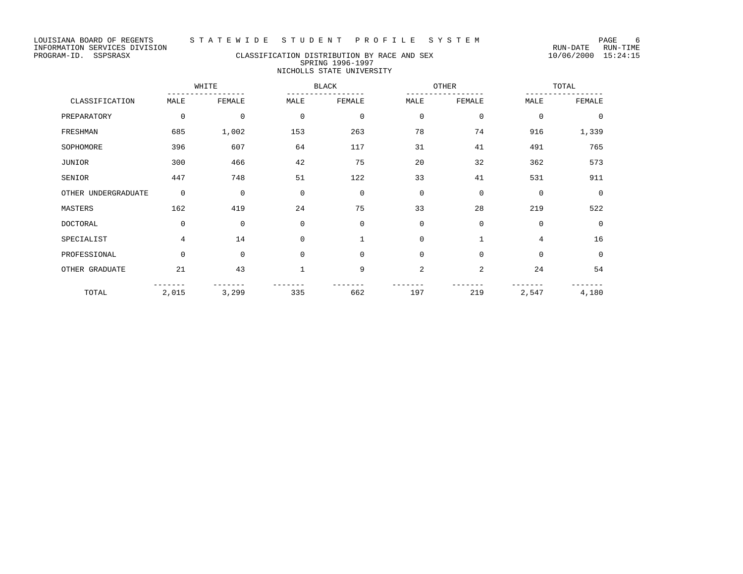LOUISIANA BOARD OF REGENTS — STATEWIDE STUDENT PROFILE SYSTEM
INFORMATION SERVICES DIVISION
PROGRAM-ID. SSPSRASX

RUN-DATE 10/06/2000 RUN-TIME 15:24:15

## CLASSIFICATION DISTRIBUTION BY RACE AND SEX
### SPRING 1996-1997
### NICHOLLS STATE UNIVERSITY

| CLASSIFICATION | WHITE | | BLACK | | OTHER | | TOTAL | |
|---|---|---|---|---|---|---|---|---|
| | MALE | FEMALE | MALE | FEMALE | MALE | FEMALE | MALE | FEMALE |
| PREPARATORY | 0 | 0 | 0 | 0 | 0 | 0 | 0 | 0 |
| FRESHMAN | 685 | 1,002 | 153 | 263 | 78 | 74 | 916 | 1,339 |
| SOPHOMORE | 396 | 607 | 64 | 117 | 31 | 41 | 491 | 765 |
| JUNIOR | 300 | 466 | 42 | 75 | 20 | 32 | 362 | 573 |
| SENIOR | 447 | 748 | 51 | 122 | 33 | 41 | 531 | 911 |
| OTHER UNDERGRADUATE | 0 | 0 | 0 | 0 | 0 | 0 | 0 | 0 |
| MASTERS | 162 | 419 | 24 | 75 | 33 | 28 | 219 | 522 |
| DOCTORAL | 0 | 0 | 0 | 0 | 0 | 0 | 0 | 0 |
| SPECIALIST | 4 | 14 | 0 | 1 | 0 | 1 | 4 | 16 |
| PROFESSIONAL | 0 | 0 | 0 | 0 | 0 | 0 | 0 | 0 |
| OTHER GRADUATE | 21 | 43 | 1 | 9 | 2 | 2 | 24 | 54 |
| TOTAL | 2,015 | 3,299 | 335 | 662 | 197 | 219 | 2,547 | 4,180 |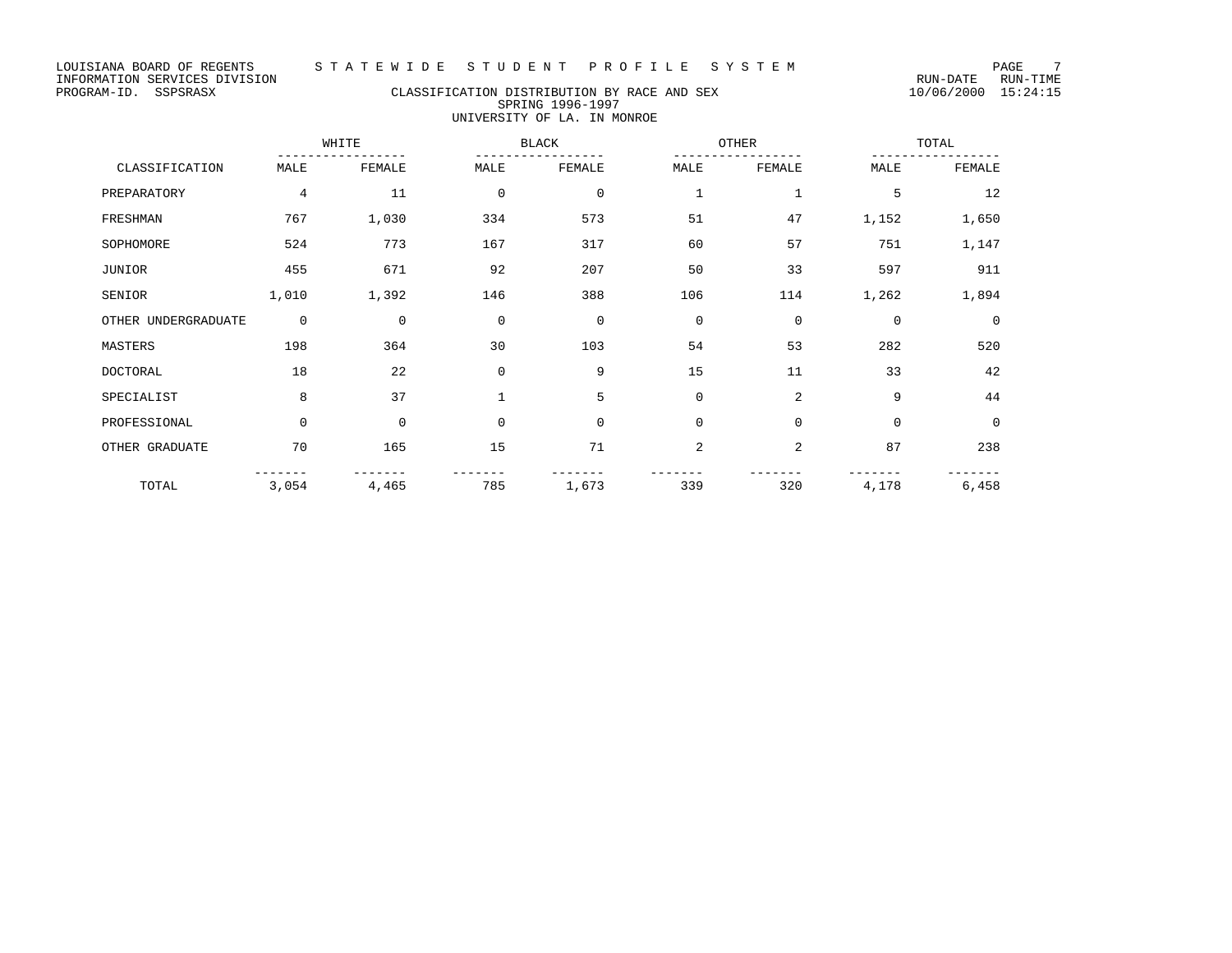LOUISIANA BOARD OF REGENTS — STATEWIDE STUDENT PROFILE SYSTEM
INFORMATION SERVICES DIVISION — RUN-DATE 10/06/2000 RUN-TIME 15:24:15
PROGRAM-ID. SSPSRASX

## CLASSIFICATION DISTRIBUTION BY RACE AND SEX
### SPRING 1996-1997
### UNIVERSITY OF LA. IN MONROE

| | WHITE | | BLACK | | OTHER | | TOTAL | |
|---|---|---|---|---|---|---|---|---|
| CLASSIFICATION | MALE | FEMALE | MALE | FEMALE | MALE | FEMALE | MALE | FEMALE |
| PREPARATORY | 4 | 11 | 0 | 0 | 1 | 1 | 5 | 12 |
| FRESHMAN | 767 | 1,030 | 334 | 573 | 51 | 47 | 1,152 | 1,650 |
| SOPHOMORE | 524 | 773 | 167 | 317 | 60 | 57 | 751 | 1,147 |
| JUNIOR | 455 | 671 | 92 | 207 | 50 | 33 | 597 | 911 |
| SENIOR | 1,010 | 1,392 | 146 | 388 | 106 | 114 | 1,262 | 1,894 |
| OTHER UNDERGRADUATE | 0 | 0 | 0 | 0 | 0 | 0 | 0 | 0 |
| MASTERS | 198 | 364 | 30 | 103 | 54 | 53 | 282 | 520 |
| DOCTORAL | 18 | 22 | 0 | 9 | 15 | 11 | 33 | 42 |
| SPECIALIST | 8 | 37 | 1 | 5 | 0 | 2 | 9 | 44 |
| PROFESSIONAL | 0 | 0 | 0 | 0 | 0 | 0 | 0 | 0 |
| OTHER GRADUATE | 70 | 165 | 15 | 71 | 2 | 2 | 87 | 238 |
| TOTAL | 3,054 | 4,465 | 785 | 1,673 | 339 | 320 | 4,178 | 6,458 |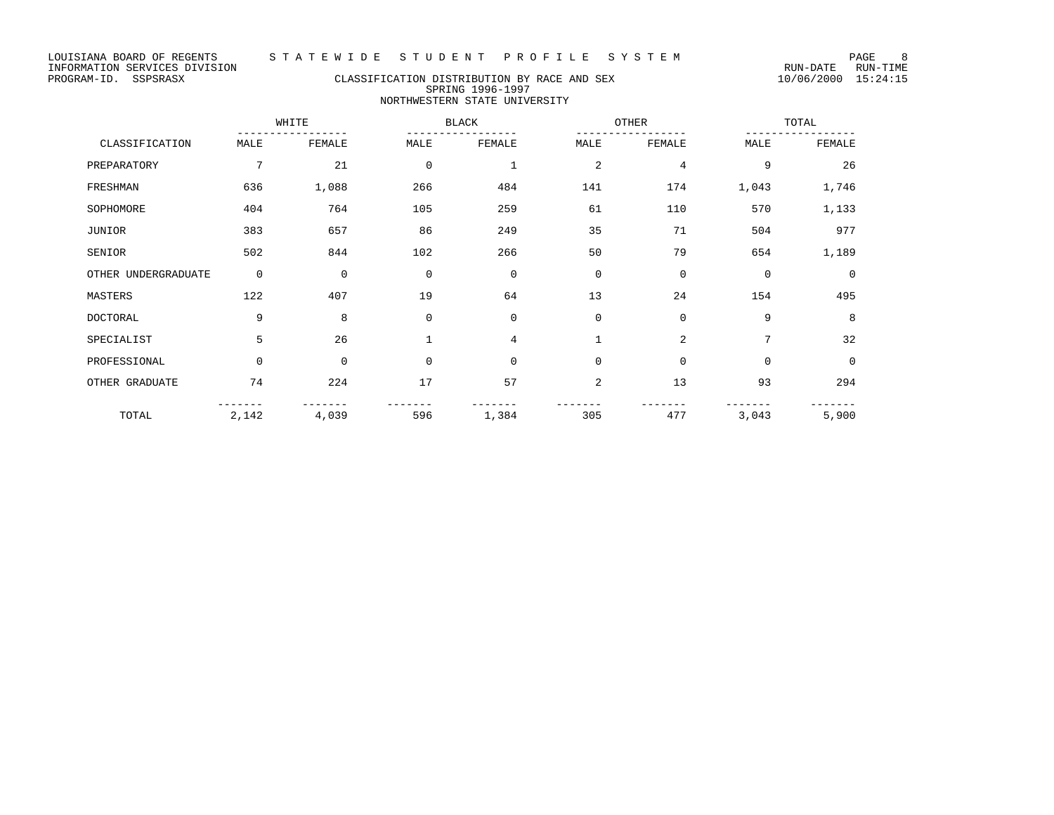LOUISIANA BOARD OF REGENTS — STATEWIDE STUDENT PROFILE SYSTEM
INFORMATION SERVICES DIVISION — RUN-DATE 10/06/2000 RUN-TIME 15:24:15
PROGRAM-ID. SSPSRASX

## CLASSIFICATION DISTRIBUTION BY RACE AND SEX
### SPRING 1996-1997
### NORTHWESTERN STATE UNIVERSITY

| | WHITE | | BLACK | | OTHER | | TOTAL | |
|---|---|---|---|---|---|---|---|---|
| CLASSIFICATION | MALE | FEMALE | MALE | FEMALE | MALE | FEMALE | MALE | FEMALE |
| PREPARATORY | 7 | 21 | 0 | 1 | 2 | 4 | 9 | 26 |
| FRESHMAN | 636 | 1,088 | 266 | 484 | 141 | 174 | 1,043 | 1,746 |
| SOPHOMORE | 404 | 764 | 105 | 259 | 61 | 110 | 570 | 1,133 |
| JUNIOR | 383 | 657 | 86 | 249 | 35 | 71 | 504 | 977 |
| SENIOR | 502 | 844 | 102 | 266 | 50 | 79 | 654 | 1,189 |
| OTHER UNDERGRADUATE | 0 | 0 | 0 | 0 | 0 | 0 | 0 | 0 |
| MASTERS | 122 | 407 | 19 | 64 | 13 | 24 | 154 | 495 |
| DOCTORAL | 9 | 8 | 0 | 0 | 0 | 0 | 9 | 8 |
| SPECIALIST | 5 | 26 | 1 | 4 | 1 | 2 | 7 | 32 |
| PROFESSIONAL | 0 | 0 | 0 | 0 | 0 | 0 | 0 | 0 |
| OTHER GRADUATE | 74 | 224 | 17 | 57 | 2 | 13 | 93 | 294 |
| TOTAL | 2,142 | 4,039 | 596 | 1,384 | 305 | 477 | 3,043 | 5,900 |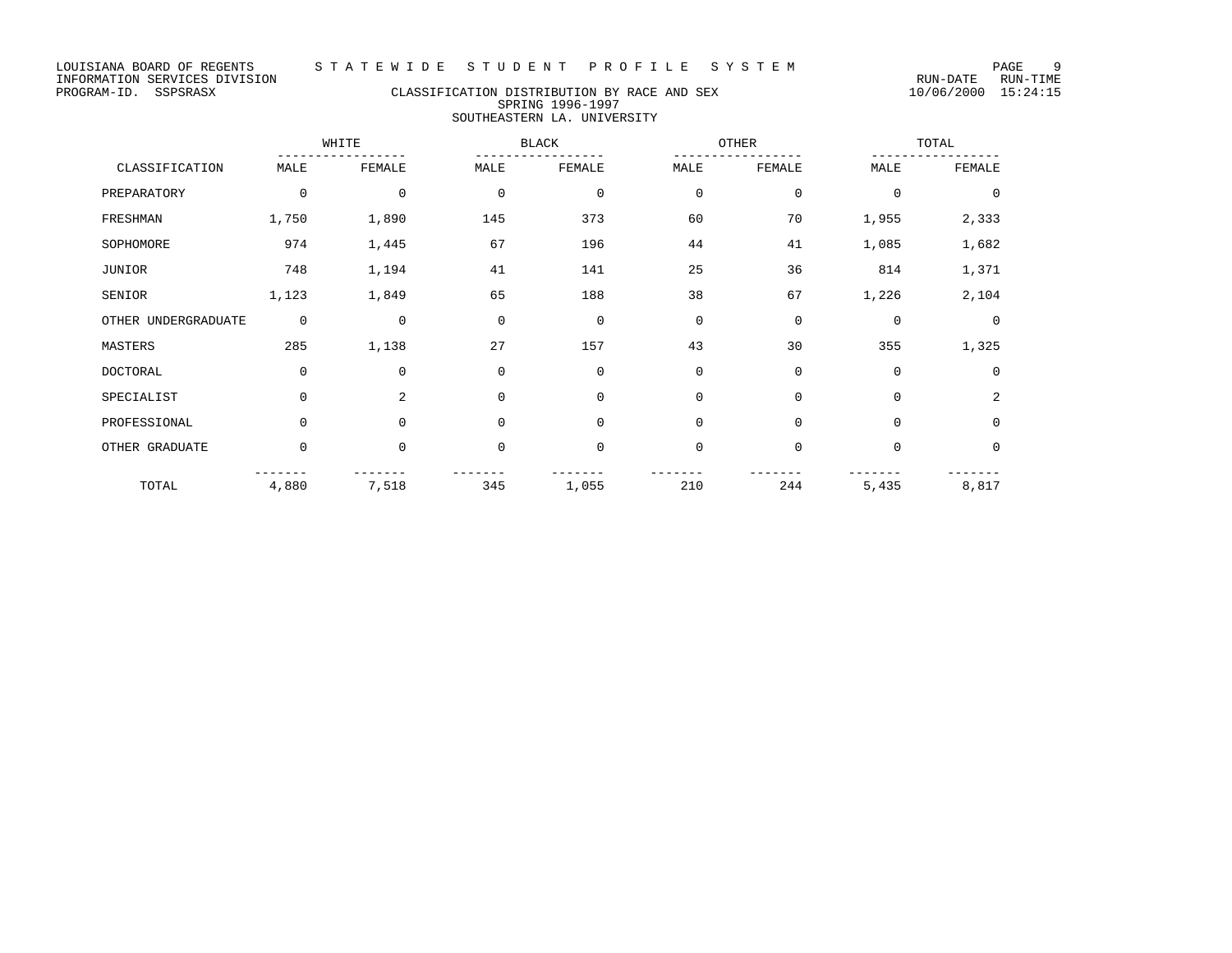LOUISIANA BOARD OF REGENTS — STATEWIDE STUDENT PROFILE SYSTEM
INFORMATION SERVICES DIVISION — RUN-DATE 10/06/2000 RUN-TIME 15:24:15
PROGRAM-ID. SSPSRASX

## CLASSIFICATION DISTRIBUTION BY RACE AND SEX
### SPRING 1996-1997
### SOUTHEASTERN LA. UNIVERSITY

| | WHITE | | BLACK | | OTHER | | TOTAL | |
|---|---|---|---|---|---|---|---|---|
| CLASSIFICATION | MALE | FEMALE | MALE | FEMALE | MALE | FEMALE | MALE | FEMALE |
| PREPARATORY | 0 | 0 | 0 | 0 | 0 | 0 | 0 | 0 |
| FRESHMAN | 1,750 | 1,890 | 145 | 373 | 60 | 70 | 1,955 | 2,333 |
| SOPHOMORE | 974 | 1,445 | 67 | 196 | 44 | 41 | 1,085 | 1,682 |
| JUNIOR | 748 | 1,194 | 41 | 141 | 25 | 36 | 814 | 1,371 |
| SENIOR | 1,123 | 1,849 | 65 | 188 | 38 | 67 | 1,226 | 2,104 |
| OTHER UNDERGRADUATE | 0 | 0 | 0 | 0 | 0 | 0 | 0 | 0 |
| MASTERS | 285 | 1,138 | 27 | 157 | 43 | 30 | 355 | 1,325 |
| DOCTORAL | 0 | 0 | 0 | 0 | 0 | 0 | 0 | 0 |
| SPECIALIST | 0 | 2 | 0 | 0 | 0 | 0 | 0 | 2 |
| PROFESSIONAL | 0 | 0 | 0 | 0 | 0 | 0 | 0 | 0 |
| OTHER GRADUATE | 0 | 0 | 0 | 0 | 0 | 0 | 0 | 0 |
| TOTAL | 4,880 | 7,518 | 345 | 1,055 | 210 | 244 | 5,435 | 8,817 |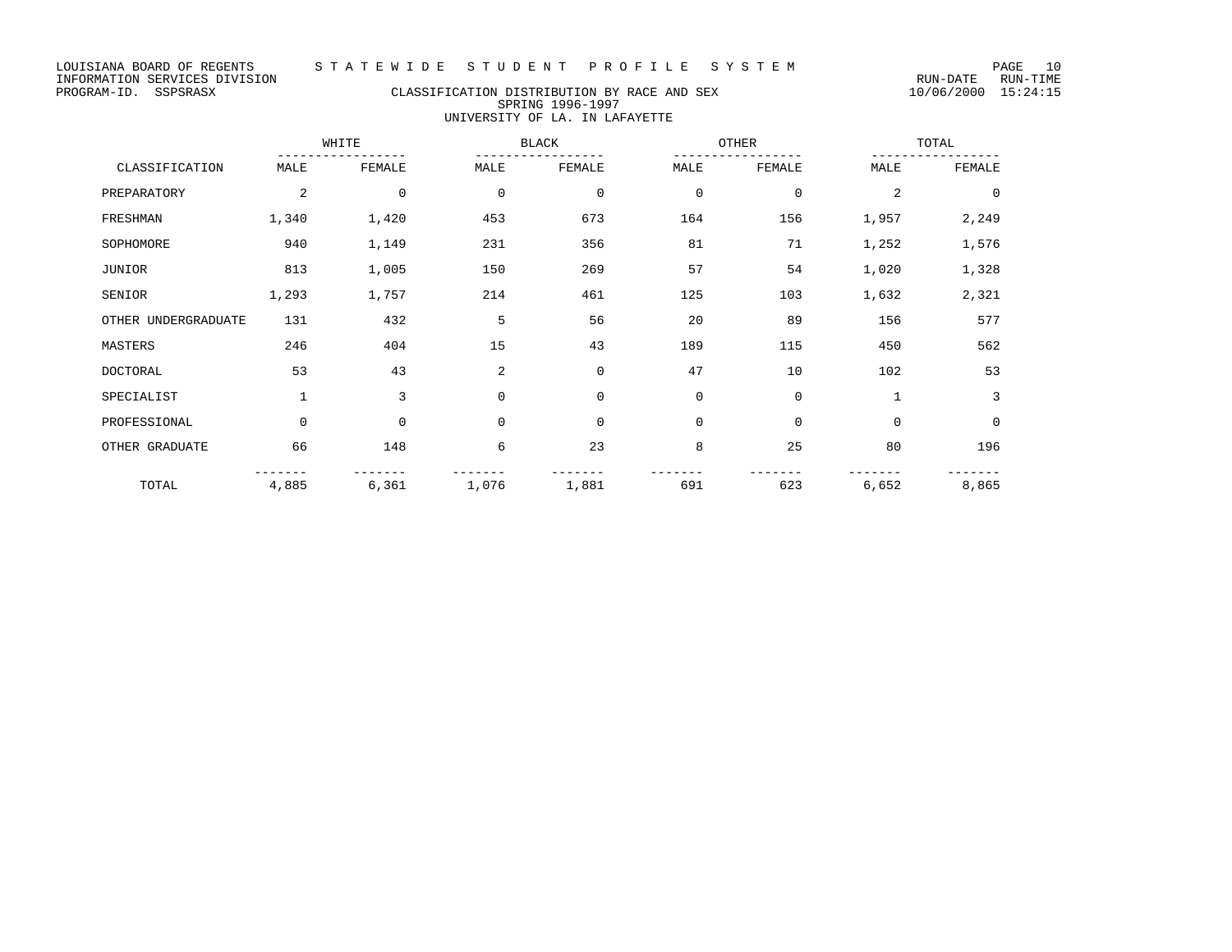LOUISIANA BOARD OF REGENTS S T A T E W I D E S T U D E N T P R O F I L E S Y S T E M
INFORMATION SERVICES DIVISION
PROGRAM-ID. SSPSRASX

RUN-DATE RUN-TIME
10/06/2000 15:24:15

## CLASSIFICATION DISTRIBUTION BY RACE AND SEX
### SPRING 1996-1997
### UNIVERSITY OF LA. IN LAFAYETTE

| | WHITE | | BLACK | | OTHER | | TOTAL | |
|---|---|---|---|---|---|---|---|---|
| CLASSIFICATION | MALE | FEMALE | MALE | FEMALE | MALE | FEMALE | MALE | FEMALE |
| PREPARATORY | 2 | 0 | 0 | 0 | 0 | 0 | 2 | 0 |
| FRESHMAN | 1,340 | 1,420 | 453 | 673 | 164 | 156 | 1,957 | 2,249 |
| SOPHOMORE | 940 | 1,149 | 231 | 356 | 81 | 71 | 1,252 | 1,576 |
| JUNIOR | 813 | 1,005 | 150 | 269 | 57 | 54 | 1,020 | 1,328 |
| SENIOR | 1,293 | 1,757 | 214 | 461 | 125 | 103 | 1,632 | 2,321 |
| OTHER UNDERGRADUATE | 131 | 432 | 5 | 56 | 20 | 89 | 156 | 577 |
| MASTERS | 246 | 404 | 15 | 43 | 189 | 115 | 450 | 562 |
| DOCTORAL | 53 | 43 | 2 | 0 | 47 | 10 | 102 | 53 |
| SPECIALIST | 1 | 3 | 0 | 0 | 0 | 0 | 1 | 3 |
| PROFESSIONAL | 0 | 0 | 0 | 0 | 0 | 0 | 0 | 0 |
| OTHER GRADUATE | 66 | 148 | 6 | 23 | 8 | 25 | 80 | 196 |
| TOTAL | 4,885 | 6,361 | 1,076 | 1,881 | 691 | 623 | 6,652 | 8,865 |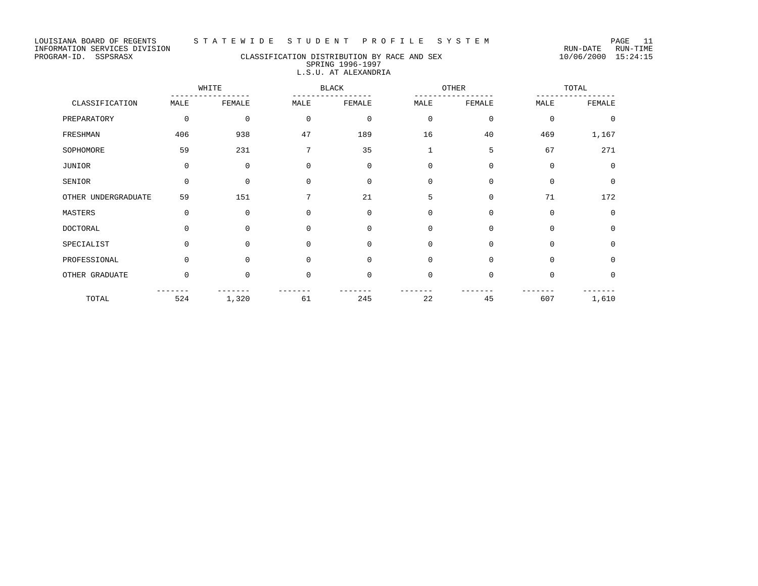LOUISIANA BOARD OF REGENTS — STATEWIDE STUDENT PROFILE SYSTEM

INFORMATION SERVICES DIVISION

PROGRAM-ID. SSPSRASX — RUN-DATE 10/06/2000 RUN-TIME 15:24:15

## CLASSIFICATION DISTRIBUTION BY RACE AND SEX
### SPRING 1996-1997
### L.S.U. AT ALEXANDRIA

| | WHITE | | BLACK | | OTHER | | TOTAL | |
|---|---|---|---|---|---|---|---|---|
| CLASSIFICATION | MALE | FEMALE | MALE | FEMALE | MALE | FEMALE | MALE | FEMALE |
| PREPARATORY | 0 | 0 | 0 | 0 | 0 | 0 | 0 | 0 |
| FRESHMAN | 406 | 938 | 47 | 189 | 16 | 40 | 469 | 1,167 |
| SOPHOMORE | 59 | 231 | 7 | 35 | 1 | 5 | 67 | 271 |
| JUNIOR | 0 | 0 | 0 | 0 | 0 | 0 | 0 | 0 |
| SENIOR | 0 | 0 | 0 | 0 | 0 | 0 | 0 | 0 |
| OTHER UNDERGRADUATE | 59 | 151 | 7 | 21 | 5 | 0 | 71 | 172 |
| MASTERS | 0 | 0 | 0 | 0 | 0 | 0 | 0 | 0 |
| DOCTORAL | 0 | 0 | 0 | 0 | 0 | 0 | 0 | 0 |
| SPECIALIST | 0 | 0 | 0 | 0 | 0 | 0 | 0 | 0 |
| PROFESSIONAL | 0 | 0 | 0 | 0 | 0 | 0 | 0 | 0 |
| OTHER GRADUATE | 0 | 0 | 0 | 0 | 0 | 0 | 0 | 0 |
| TOTAL | 524 | 1,320 | 61 | 245 | 22 | 45 | 607 | 1,610 |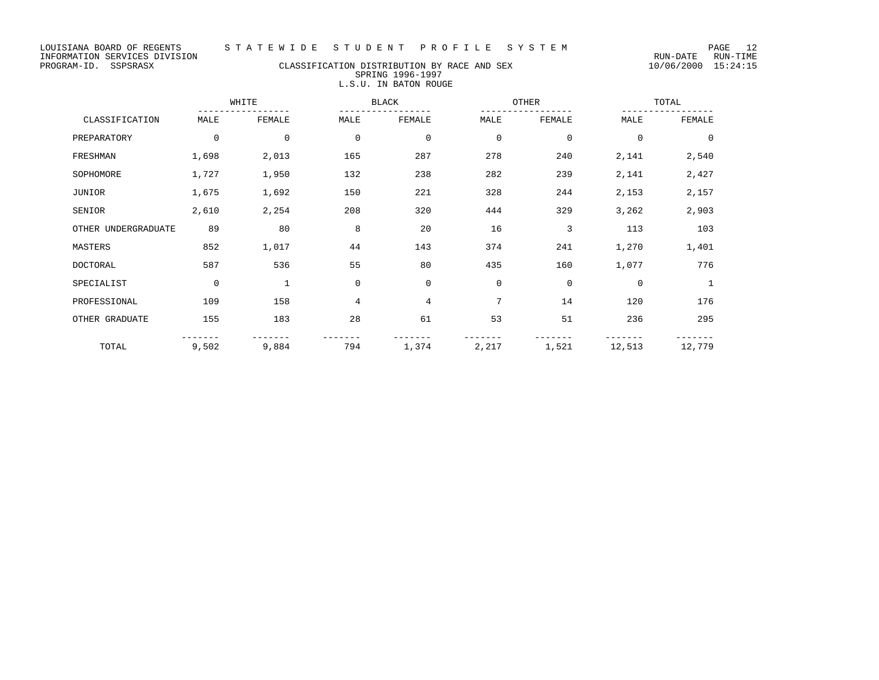LOUISIANA BOARD OF REGENTS — STATEWIDE STUDENT PROFILE SYSTEM
INFORMATION SERVICES DIVISION
PROGRAM-ID. SSPSRASX

RUN-DATE 10/06/2000 RUN-TIME 15:24:15

## CLASSIFICATION DISTRIBUTION BY RACE AND SEX
### SPRING 1996-1997
### L.S.U. IN BATON ROUGE

| | WHITE | | BLACK | | OTHER | | TOTAL | |
|---|---|---|---|---|---|---|---|---|
| CLASSIFICATION | MALE | FEMALE | MALE | FEMALE | MALE | FEMALE | MALE | FEMALE |
| PREPARATORY | 0 | 0 | 0 | 0 | 0 | 0 | 0 | 0 |
| FRESHMAN | 1,698 | 2,013 | 165 | 287 | 278 | 240 | 2,141 | 2,540 |
| SOPHOMORE | 1,727 | 1,950 | 132 | 238 | 282 | 239 | 2,141 | 2,427 |
| JUNIOR | 1,675 | 1,692 | 150 | 221 | 328 | 244 | 2,153 | 2,157 |
| SENIOR | 2,610 | 2,254 | 208 | 320 | 444 | 329 | 3,262 | 2,903 |
| OTHER UNDERGRADUATE | 89 | 80 | 8 | 20 | 16 | 3 | 113 | 103 |
| MASTERS | 852 | 1,017 | 44 | 143 | 374 | 241 | 1,270 | 1,401 |
| DOCTORAL | 587 | 536 | 55 | 80 | 435 | 160 | 1,077 | 776 |
| SPECIALIST | 0 | 1 | 0 | 0 | 0 | 0 | 0 | 1 |
| PROFESSIONAL | 109 | 158 | 4 | 4 | 7 | 14 | 120 | 176 |
| OTHER GRADUATE | 155 | 183 | 28 | 61 | 53 | 51 | 236 | 295 |
| TOTAL | 9,502 | 9,884 | 794 | 1,374 | 2,217 | 1,521 | 12,513 | 12,779 |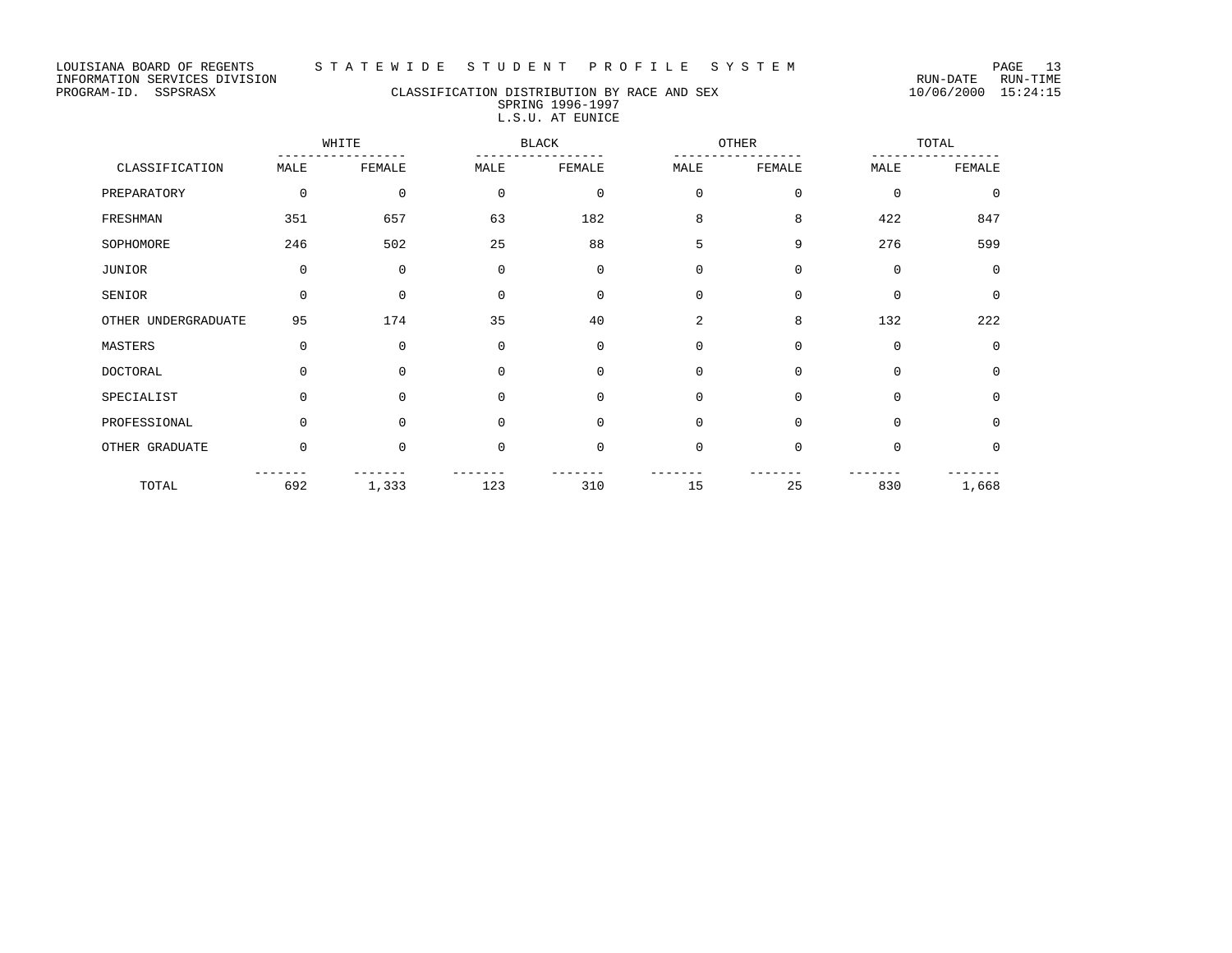LOUISIANA BOARD OF REGENTS — STATEWIDE STUDENT PROFILE SYSTEM

INFORMATION SERVICES DIVISION — RUN-DATE 10/06/2000 RUN-TIME 15:24:15

PROGRAM-ID. SSPSRASX

## CLASSIFICATION DISTRIBUTION BY RACE AND SEX
### SPRING 1996-1997
### L.S.U. AT EUNICE

| CLASSIFICATION | WHITE | | BLACK | | OTHER | | TOTAL | |
|---|---|---|---|---|---|---|---|---|
| | MALE | FEMALE | MALE | FEMALE | MALE | FEMALE | MALE | FEMALE |
| PREPARATORY | 0 | 0 | 0 | 0 | 0 | 0 | 0 | 0 |
| FRESHMAN | 351 | 657 | 63 | 182 | 8 | 8 | 422 | 847 |
| SOPHOMORE | 246 | 502 | 25 | 88 | 5 | 9 | 276 | 599 |
| JUNIOR | 0 | 0 | 0 | 0 | 0 | 0 | 0 | 0 |
| SENIOR | 0 | 0 | 0 | 0 | 0 | 0 | 0 | 0 |
| OTHER UNDERGRADUATE | 95 | 174 | 35 | 40 | 2 | 8 | 132 | 222 |
| MASTERS | 0 | 0 | 0 | 0 | 0 | 0 | 0 | 0 |
| DOCTORAL | 0 | 0 | 0 | 0 | 0 | 0 | 0 | 0 |
| SPECIALIST | 0 | 0 | 0 | 0 | 0 | 0 | 0 | 0 |
| PROFESSIONAL | 0 | 0 | 0 | 0 | 0 | 0 | 0 | 0 |
| OTHER GRADUATE | 0 | 0 | 0 | 0 | 0 | 0 | 0 | 0 |
| TOTAL | 692 | 1,333 | 123 | 310 | 15 | 25 | 830 | 1,668 |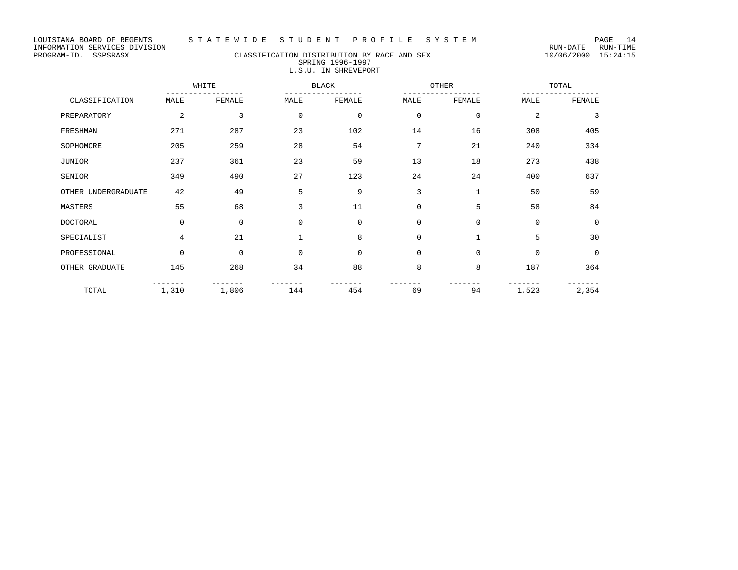LOUISIANA BOARD OF REGENTS — S T A T E W I D E   S T U D E N T   P R O F I L E   S Y S T E M

INFORMATION SERVICES DIVISION — RUN-DATE 10/06/2000 RUN-TIME 15:24:15

PROGRAM-ID. SSPSRASX

## CLASSIFICATION DISTRIBUTION BY RACE AND SEX
### SPRING 1996-1997
### L.S.U. IN SHREVEPORT

| CLASSIFICATION | WHITE | | BLACK | | OTHER | | TOTAL | |
|---|---|---|---|---|---|---|---|---|
| | MALE | FEMALE | MALE | FEMALE | MALE | FEMALE | MALE | FEMALE |
| PREPARATORY | 2 | 3 | 0 | 0 | 0 | 0 | 2 | 3 |
| FRESHMAN | 271 | 287 | 23 | 102 | 14 | 16 | 308 | 405 |
| SOPHOMORE | 205 | 259 | 28 | 54 | 7 | 21 | 240 | 334 |
| JUNIOR | 237 | 361 | 23 | 59 | 13 | 18 | 273 | 438 |
| SENIOR | 349 | 490 | 27 | 123 | 24 | 24 | 400 | 637 |
| OTHER UNDERGRADUATE | 42 | 49 | 5 | 9 | 3 | 1 | 50 | 59 |
| MASTERS | 55 | 68 | 3 | 11 | 0 | 5 | 58 | 84 |
| DOCTORAL | 0 | 0 | 0 | 0 | 0 | 0 | 0 | 0 |
| SPECIALIST | 4 | 21 | 1 | 8 | 0 | 1 | 5 | 30 |
| PROFESSIONAL | 0 | 0 | 0 | 0 | 0 | 0 | 0 | 0 |
| OTHER GRADUATE | 145 | 268 | 34 | 88 | 8 | 8 | 187 | 364 |
| TOTAL | 1,310 | 1,806 | 144 | 454 | 69 | 94 | 1,523 | 2,354 |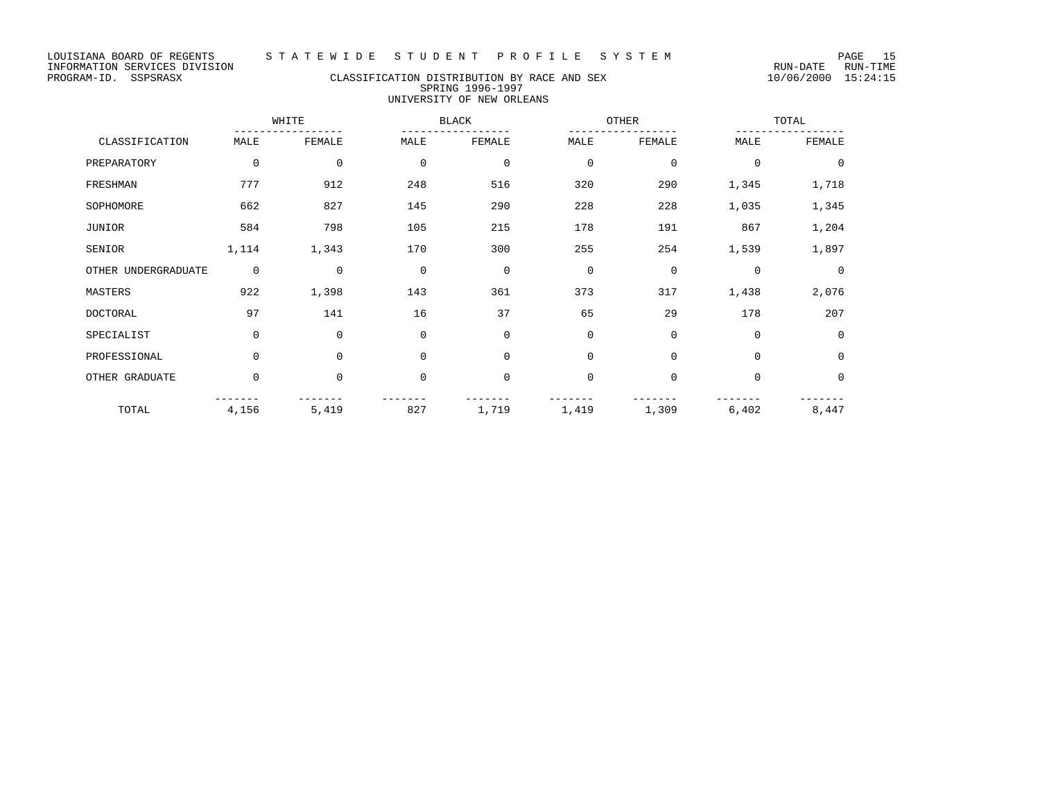LOUISIANA BOARD OF REGENTS — STATEWIDE STUDENT PROFILE SYSTEM
INFORMATION SERVICES DIVISION — RUN-DATE 10/06/2000 RUN-TIME 15:24:15
PROGRAM-ID. SSPSRASX

## CLASSIFICATION DISTRIBUTION BY RACE AND SEX
### SPRING 1996-1997
### UNIVERSITY OF NEW ORLEANS

| | WHITE | | BLACK | | OTHER | | TOTAL | |
|---|---|---|---|---|---|---|---|---|
| CLASSIFICATION | MALE | FEMALE | MALE | FEMALE | MALE | FEMALE | MALE | FEMALE |
| PREPARATORY | 0 | 0 | 0 | 0 | 0 | 0 | 0 | 0 |
| FRESHMAN | 777 | 912 | 248 | 516 | 320 | 290 | 1,345 | 1,718 |
| SOPHOMORE | 662 | 827 | 145 | 290 | 228 | 228 | 1,035 | 1,345 |
| JUNIOR | 584 | 798 | 105 | 215 | 178 | 191 | 867 | 1,204 |
| SENIOR | 1,114 | 1,343 | 170 | 300 | 255 | 254 | 1,539 | 1,897 |
| OTHER UNDERGRADUATE | 0 | 0 | 0 | 0 | 0 | 0 | 0 | 0 |
| MASTERS | 922 | 1,398 | 143 | 361 | 373 | 317 | 1,438 | 2,076 |
| DOCTORAL | 97 | 141 | 16 | 37 | 65 | 29 | 178 | 207 |
| SPECIALIST | 0 | 0 | 0 | 0 | 0 | 0 | 0 | 0 |
| PROFESSIONAL | 0 | 0 | 0 | 0 | 0 | 0 | 0 | 0 |
| OTHER GRADUATE | 0 | 0 | 0 | 0 | 0 | 0 | 0 | 0 |
| TOTAL | 4,156 | 5,419 | 827 | 1,719 | 1,419 | 1,309 | 6,402 | 8,447 |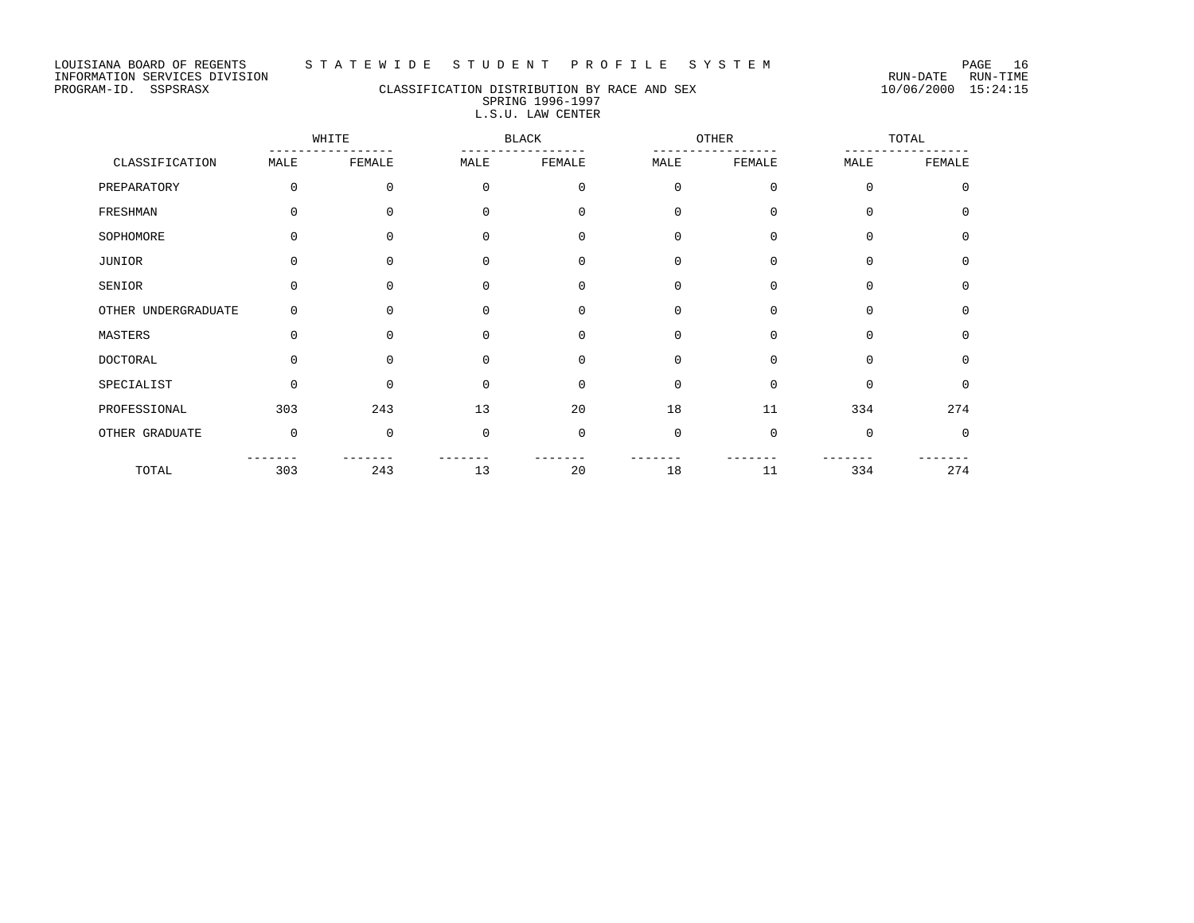LOUISIANA BOARD OF REGENTS — S T A T E W I D E   S T U D E N T   P R O F I L E   S Y S T E M

INFORMATION SERVICES DIVISION — RUN-DATE 10/06/2000 RUN-TIME 15:24:15

PROGRAM-ID. SSPSRASX

## CLASSIFICATION DISTRIBUTION BY RACE AND SEX
### SPRING 1996-1997
### L.S.U. LAW CENTER

| CLASSIFICATION | WHITE | | BLACK | | OTHER | | TOTAL | |
|---|---|---|---|---|---|---|---|---|
| | MALE | FEMALE | MALE | FEMALE | MALE | FEMALE | MALE | FEMALE |
| PREPARATORY | 0 | 0 | 0 | 0 | 0 | 0 | 0 | 0 |
| FRESHMAN | 0 | 0 | 0 | 0 | 0 | 0 | 0 | 0 |
| SOPHOMORE | 0 | 0 | 0 | 0 | 0 | 0 | 0 | 0 |
| JUNIOR | 0 | 0 | 0 | 0 | 0 | 0 | 0 | 0 |
| SENIOR | 0 | 0 | 0 | 0 | 0 | 0 | 0 | 0 |
| OTHER UNDERGRADUATE | 0 | 0 | 0 | 0 | 0 | 0 | 0 | 0 |
| MASTERS | 0 | 0 | 0 | 0 | 0 | 0 | 0 | 0 |
| DOCTORAL | 0 | 0 | 0 | 0 | 0 | 0 | 0 | 0 |
| SPECIALIST | 0 | 0 | 0 | 0 | 0 | 0 | 0 | 0 |
| PROFESSIONAL | 303 | 243 | 13 | 20 | 18 | 11 | 334 | 274 |
| OTHER GRADUATE | 0 | 0 | 0 | 0 | 0 | 0 | 0 | 0 |
| TOTAL | 303 | 243 | 13 | 20 | 18 | 11 | 334 | 274 |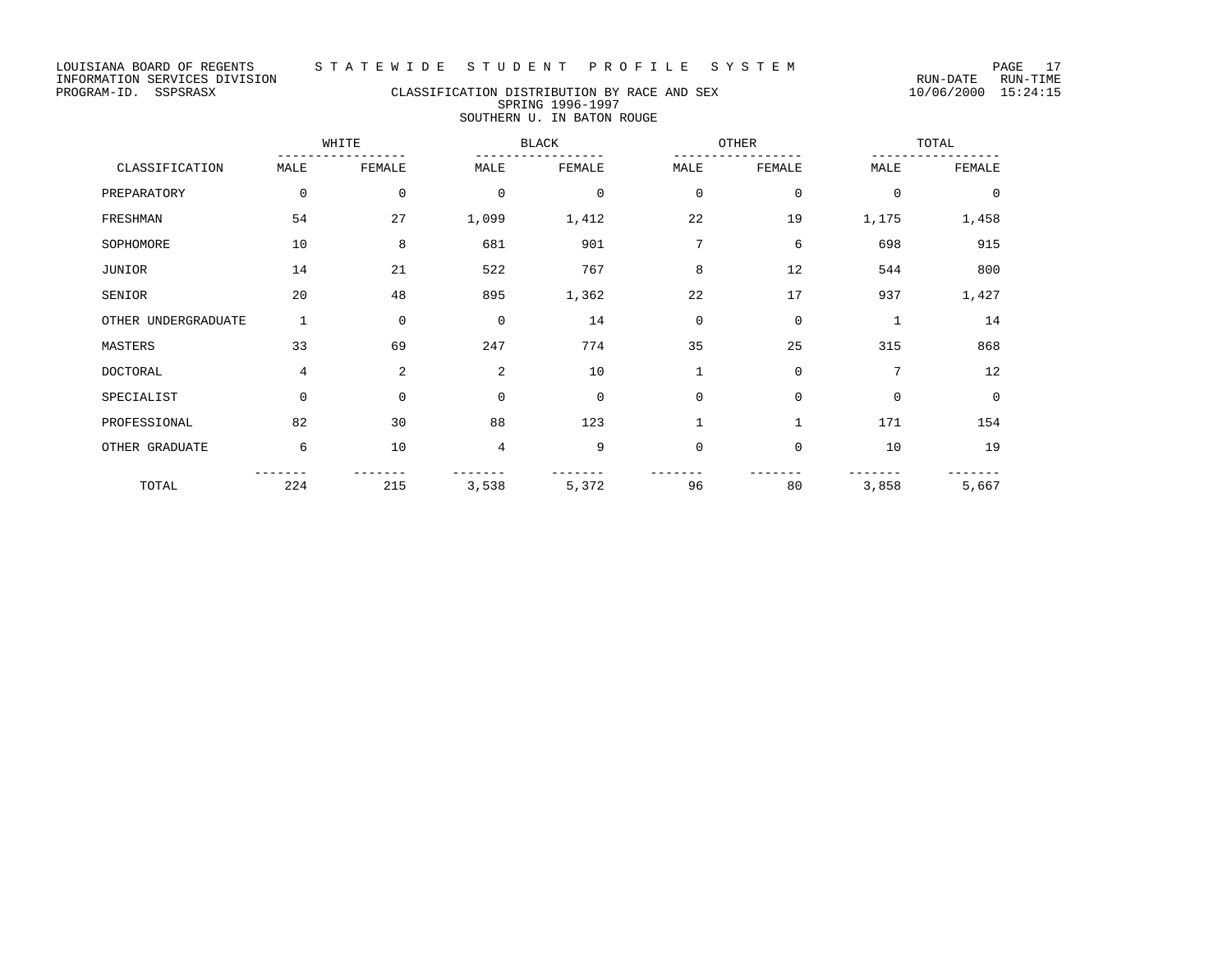LOUISIANA BOARD OF REGENTS — STATEWIDE STUDENT PROFILE SYSTEM

INFORMATION SERVICES DIVISION — RUN-DATE 10/06/2000 RUN-TIME 15:24:15

PROGRAM-ID. SSPSRASX

## CLASSIFICATION DISTRIBUTION BY RACE AND SEX
### SPRING 1996-1997
### SOUTHERN U. IN BATON ROUGE

| | WHITE | | BLACK | | OTHER | | TOTAL | |
|---|---|---|---|---|---|---|---|---|
| CLASSIFICATION | MALE | FEMALE | MALE | FEMALE | MALE | FEMALE | MALE | FEMALE |
| PREPARATORY | 0 | 0 | 0 | 0 | 0 | 0 | 0 | 0 |
| FRESHMAN | 54 | 27 | 1,099 | 1,412 | 22 | 19 | 1,175 | 1,458 |
| SOPHOMORE | 10 | 8 | 681 | 901 | 7 | 6 | 698 | 915 |
| JUNIOR | 14 | 21 | 522 | 767 | 8 | 12 | 544 | 800 |
| SENIOR | 20 | 48 | 895 | 1,362 | 22 | 17 | 937 | 1,427 |
| OTHER UNDERGRADUATE | 1 | 0 | 0 | 14 | 0 | 0 | 1 | 14 |
| MASTERS | 33 | 69 | 247 | 774 | 35 | 25 | 315 | 868 |
| DOCTORAL | 4 | 2 | 2 | 10 | 1 | 0 | 7 | 12 |
| SPECIALIST | 0 | 0 | 0 | 0 | 0 | 0 | 0 | 0 |
| PROFESSIONAL | 82 | 30 | 88 | 123 | 1 | 1 | 171 | 154 |
| OTHER GRADUATE | 6 | 10 | 4 | 9 | 0 | 0 | 10 | 19 |
| TOTAL | 224 | 215 | 3,538 | 5,372 | 96 | 80 | 3,858 | 5,667 |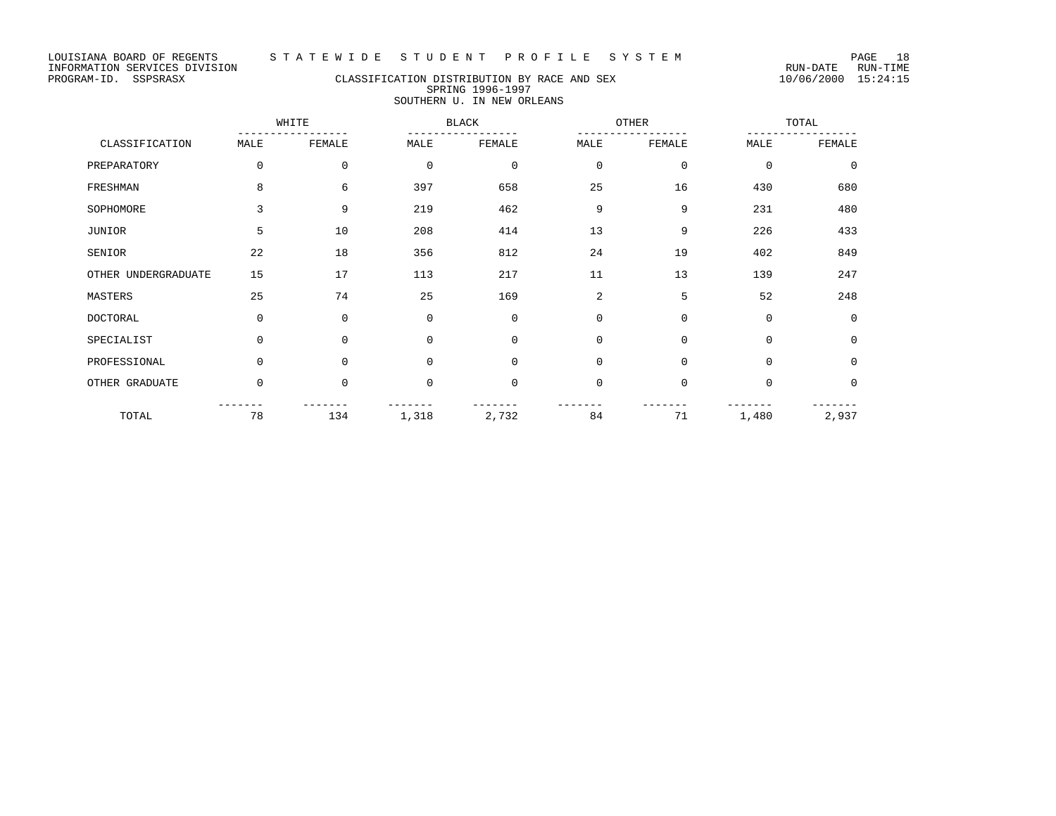LOUISIANA BOARD OF REGENTS — STATEWIDE STUDENT PROFILE SYSTEM
INFORMATION SERVICES DIVISION — RUN-DATE 10/06/2000 RUN-TIME 15:24:15
PROGRAM-ID. SSPSRASX

# CLASSIFICATION DISTRIBUTION BY RACE AND SEX
## SPRING 1996-1997
## SOUTHERN U. IN NEW ORLEANS

| | WHITE | | BLACK | | OTHER | | TOTAL | |
|---|---|---|---|---|---|---|---|---|
| CLASSIFICATION | MALE | FEMALE | MALE | FEMALE | MALE | FEMALE | MALE | FEMALE |
| PREPARATORY | 0 | 0 | 0 | 0 | 0 | 0 | 0 | 0 |
| FRESHMAN | 8 | 6 | 397 | 658 | 25 | 16 | 430 | 680 |
| SOPHOMORE | 3 | 9 | 219 | 462 | 9 | 9 | 231 | 480 |
| JUNIOR | 5 | 10 | 208 | 414 | 13 | 9 | 226 | 433 |
| SENIOR | 22 | 18 | 356 | 812 | 24 | 19 | 402 | 849 |
| OTHER UNDERGRADUATE | 15 | 17 | 113 | 217 | 11 | 13 | 139 | 247 |
| MASTERS | 25 | 74 | 25 | 169 | 2 | 5 | 52 | 248 |
| DOCTORAL | 0 | 0 | 0 | 0 | 0 | 0 | 0 | 0 |
| SPECIALIST | 0 | 0 | 0 | 0 | 0 | 0 | 0 | 0 |
| PROFESSIONAL | 0 | 0 | 0 | 0 | 0 | 0 | 0 | 0 |
| OTHER GRADUATE | 0 | 0 | 0 | 0 | 0 | 0 | 0 | 0 |
| TOTAL | 78 | 134 | 1,318 | 2,732 | 84 | 71 | 1,480 | 2,937 |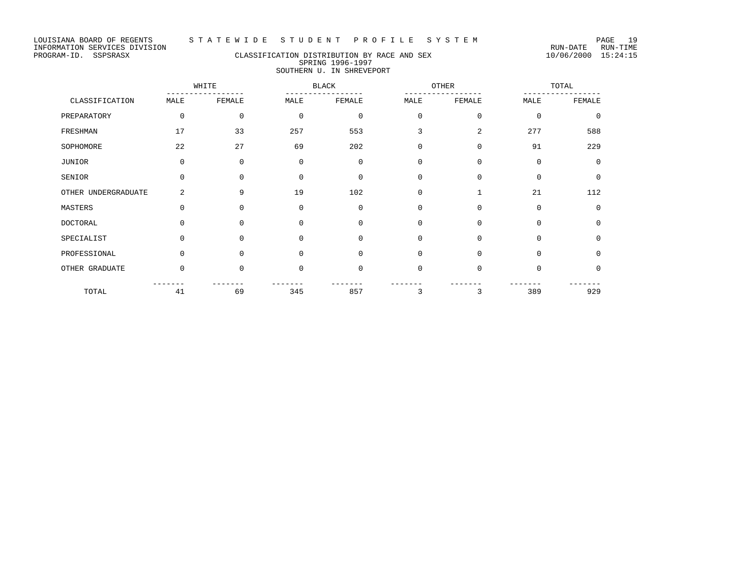LOUISIANA BOARD OF REGENTS — STATEWIDE STUDENT PROFILE SYSTEM
INFORMATION SERVICES DIVISION — RUN-DATE 10/06/2000 RUN-TIME 15:24:15
PROGRAM-ID. SSPSRASX

## CLASSIFICATION DISTRIBUTION BY RACE AND SEX
### SPRING 1996-1997
### SOUTHERN U. IN SHREVEPORT

| | WHITE | | BLACK | | OTHER | | TOTAL | |
|---|---|---|---|---|---|---|---|---|
| CLASSIFICATION | MALE | FEMALE | MALE | FEMALE | MALE | FEMALE | MALE | FEMALE |
| PREPARATORY | 0 | 0 | 0 | 0 | 0 | 0 | 0 | 0 |
| FRESHMAN | 17 | 33 | 257 | 553 | 3 | 2 | 277 | 588 |
| SOPHOMORE | 22 | 27 | 69 | 202 | 0 | 0 | 91 | 229 |
| JUNIOR | 0 | 0 | 0 | 0 | 0 | 0 | 0 | 0 |
| SENIOR | 0 | 0 | 0 | 0 | 0 | 0 | 0 | 0 |
| OTHER UNDERGRADUATE | 2 | 9 | 19 | 102 | 0 | 1 | 21 | 112 |
| MASTERS | 0 | 0 | 0 | 0 | 0 | 0 | 0 | 0 |
| DOCTORAL | 0 | 0 | 0 | 0 | 0 | 0 | 0 | 0 |
| SPECIALIST | 0 | 0 | 0 | 0 | 0 | 0 | 0 | 0 |
| PROFESSIONAL | 0 | 0 | 0 | 0 | 0 | 0 | 0 | 0 |
| OTHER GRADUATE | 0 | 0 | 0 | 0 | 0 | 0 | 0 | 0 |
| TOTAL | 41 | 69 | 345 | 857 | 3 | 3 | 389 | 929 |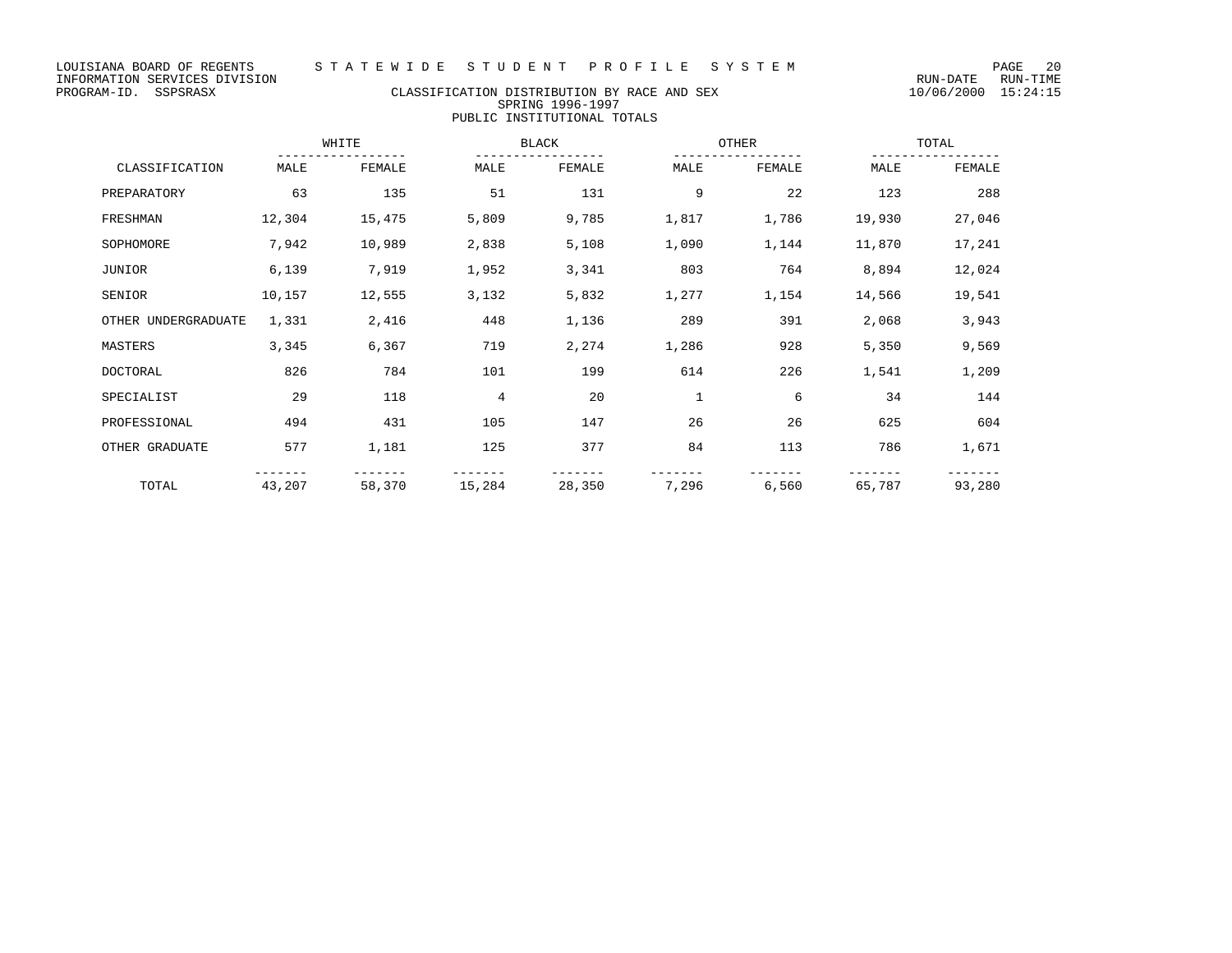LOUISIANA BOARD OF REGENTS — STATEWIDE STUDENT PROFILE SYSTEM

INFORMATION SERVICES DIVISION — RUN-DATE 10/06/2000 RUN-TIME 15:24:15

PROGRAM-ID. SSPSRASX

# CLASSIFICATION DISTRIBUTION BY RACE AND SEX
## SPRING 1996-1997
## PUBLIC INSTITUTIONAL TOTALS

| | WHITE | | BLACK | | OTHER | | TOTAL | |
|---|---|---|---|---|---|---|---|---|
| CLASSIFICATION | MALE | FEMALE | MALE | FEMALE | MALE | FEMALE | MALE | FEMALE |
| PREPARATORY | 63 | 135 | 51 | 131 | 9 | 22 | 123 | 288 |
| FRESHMAN | 12,304 | 15,475 | 5,809 | 9,785 | 1,817 | 1,786 | 19,930 | 27,046 |
| SOPHOMORE | 7,942 | 10,989 | 2,838 | 5,108 | 1,090 | 1,144 | 11,870 | 17,241 |
| JUNIOR | 6,139 | 7,919 | 1,952 | 3,341 | 803 | 764 | 8,894 | 12,024 |
| SENIOR | 10,157 | 12,555 | 3,132 | 5,832 | 1,277 | 1,154 | 14,566 | 19,541 |
| OTHER UNDERGRADUATE | 1,331 | 2,416 | 448 | 1,136 | 289 | 391 | 2,068 | 3,943 |
| MASTERS | 3,345 | 6,367 | 719 | 2,274 | 1,286 | 928 | 5,350 | 9,569 |
| DOCTORAL | 826 | 784 | 101 | 199 | 614 | 226 | 1,541 | 1,209 |
| SPECIALIST | 29 | 118 | 4 | 20 | 1 | 6 | 34 | 144 |
| PROFESSIONAL | 494 | 431 | 105 | 147 | 26 | 26 | 625 | 604 |
| OTHER GRADUATE | 577 | 1,181 | 125 | 377 | 84 | 113 | 786 | 1,671 |
| TOTAL | 43,207 | 58,370 | 15,284 | 28,350 | 7,296 | 6,560 | 65,787 | 93,280 |